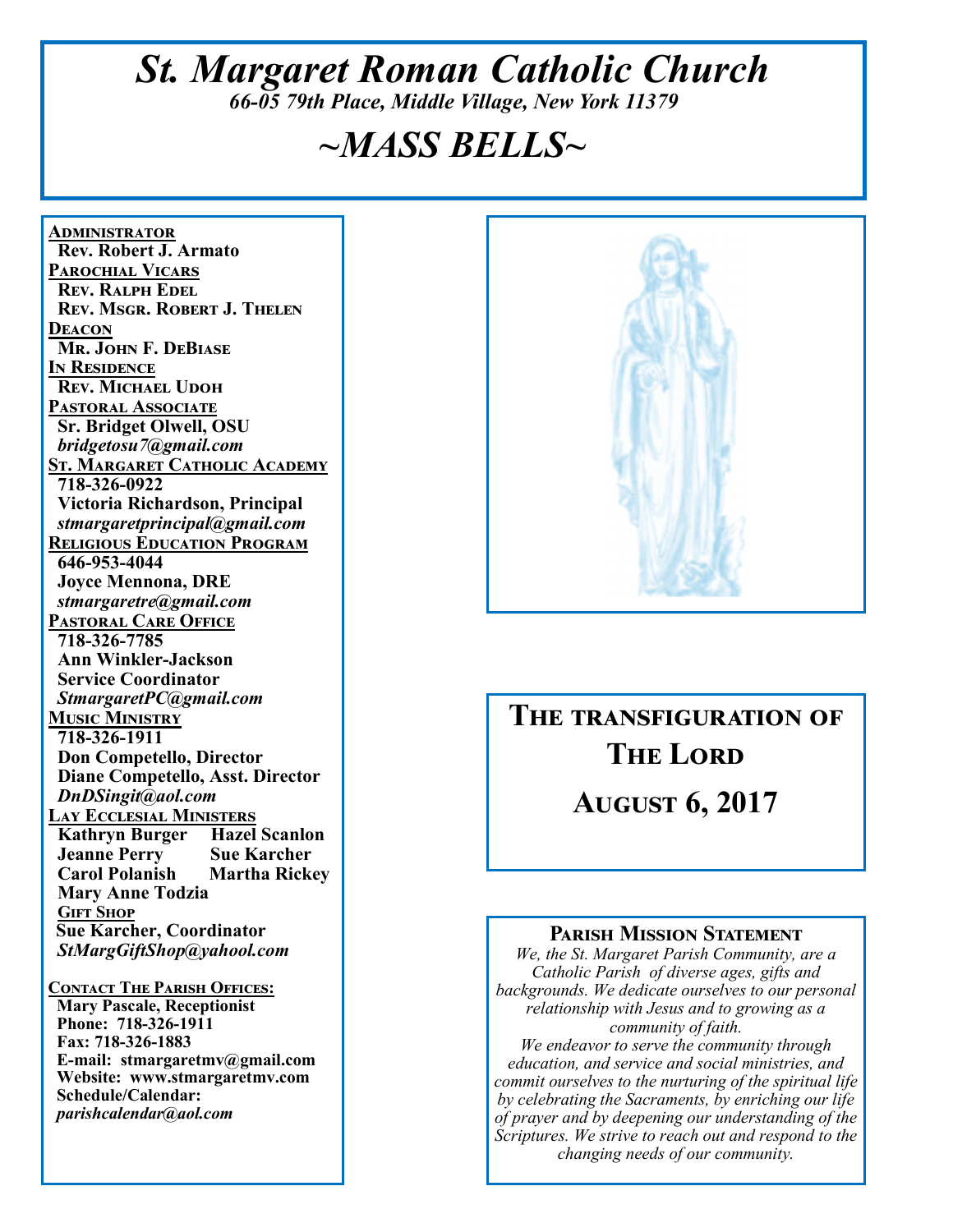# *St. Margaret Roman Catholic Church*

*66-05 79th Place, Middle Village, New York 11379*

# *~MASS BELLS~*

**Administrator**
**Rev. Robert J. Armato**

**Parochial Vicars**
**Rev. Ralph Edel**
**Rev. Msgr. Robert J. Thelen**

**Deacon**
**Mr. John F. DeBiase**

**In Residence**
**Rev. Michael Udoh**

**Pastoral Associate**
**Sr. Bridget Olwell, OSU**
***bridgetosu7@gmail.com***

**St. Margaret Catholic Academy**
**718-326-0922**
**Victoria Richardson, Principal**
***stmargaretprincipal@gmail.com***

**Religious Education Program**
**646-953-4044**
**Joyce Mennona, DRE**
***stmargaretre@gmail.com***

**Pastoral Care Office**
**718-326-7785**
**Ann Winkler-Jackson**
**Service Coordinator**
***StmargaretPC@gmail.com***

**Music Ministry**
**718-326-1911**
**Don Competello, Director**
**Diane Competello, Asst. Director**
***DnDSingit@aol.com***

**Lay Ecclesial Ministers**
**Kathryn Burger** **Hazel Scanlon**
**Jeanne Perry** **Sue Karcher**
**Carol Polanish** **Martha Rickey**
**Mary Anne Todzia**

**Gift Shop**
**Sue Karcher, Coordinator**
***StMargGiftShop@yahool.com***

**Contact The Parish Offices:**
**Mary Pascale, Receptionist**
**Phone: 718-326-1911**
**Fax: 718-326-1883**
**E-mail: stmargaretmv@gmail.com**
**Website: www.stmargaretmv.com**
**Schedule/Calendar:**
***parishcalendar@aol.com***

## The Transfiguration of The Lord

## August 6, 2017

### Parish Mission Statement

*We, the St. Margaret Parish Community, are a Catholic Parish of diverse ages, gifts and backgrounds. We dedicate ourselves to our personal relationship with Jesus and to growing as a community of faith.*

*We endeavor to serve the community through education, and service and social ministries, and commit ourselves to the nurturing of the spiritual life by celebrating the Sacraments, by enriching our life of prayer and by deepening our understanding of the Scriptures. We strive to reach out and respond to the changing needs of our community.*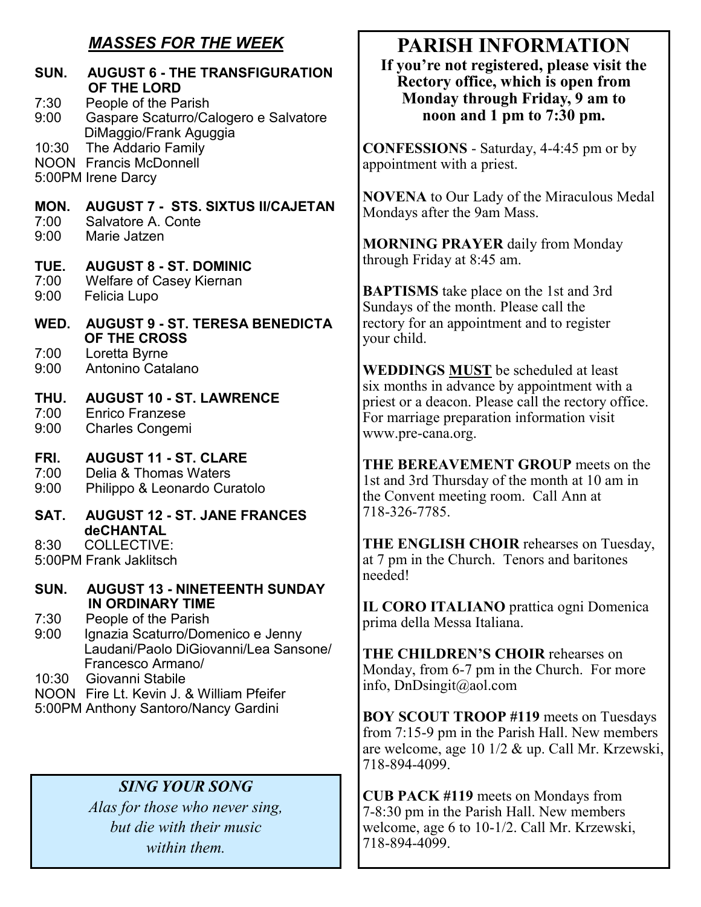## *MASSES FOR THE WEEK*

**SUN. AUGUST 6 - THE TRANSFIGURATION OF THE LORD**

7:30 People of the Parish
9:00 Gaspare Scaturro/Calogero e Salvatore DiMaggio/Frank Aguggia
10:30 The Addario Family
NOON Francis McDonnell
5:00PM Irene Darcy

**MON. AUGUST 7 - STS. SIXTUS II/CAJETAN**

7:00 Salvatore A. Conte
9:00 Marie Jatzen

**TUE. AUGUST 8 - ST. DOMINIC**

7:00 Welfare of Casey Kiernan
9:00 Felicia Lupo

**WED. AUGUST 9 - ST. TERESA BENEDICTA OF THE CROSS**

7:00 Loretta Byrne
9:00 Antonino Catalano

**THU. AUGUST 10 - ST. LAWRENCE**

7:00 Enrico Franzese
9:00 Charles Congemi

**FRI. AUGUST 11 - ST. CLARE**

7:00 Delia & Thomas Waters
9:00 Philippo & Leonardo Curatolo

**SAT. AUGUST 12 - ST. JANE FRANCES deCHANTAL**

8:30 COLLECTIVE:
5:00PM Frank Jaklitsch

**SUN. AUGUST 13 - NINETEENTH SUNDAY IN ORDINARY TIME**

7:30 People of the Parish
9:00 Ignazia Scaturro/Domenico e Jenny Laudani/Paolo DiGiovanni/Lea Sansone/ Francesco Armano/
10:30 Giovanni Stabile
NOON Fire Lt. Kevin J. & William Pfeifer
5:00PM Anthony Santoro/Nancy Gardini

### *SING YOUR SONG*

*Alas for those who never sing,
but die with their music
within them.*

# PARISH INFORMATION

**If you're not registered, please visit the Rectory office, which is open from Monday through Friday, 9 am to noon and 1 pm to 7:30 pm.**

**CONFESSIONS** - Saturday, 4-4:45 pm or by appointment with a priest.

**NOVENA** to Our Lady of the Miraculous Medal Mondays after the 9am Mass.

**MORNING PRAYER** daily from Monday through Friday at 8:45 am.

**BAPTISMS** take place on the 1st and 3rd Sundays of the month. Please call the rectory for an appointment and to register your child.

**WEDDINGS MUST** be scheduled at least six months in advance by appointment with a priest or a deacon. Please call the rectory office. For marriage preparation information visit www.pre-cana.org.

**THE BEREAVEMENT GROUP** meets on the 1st and 3rd Thursday of the month at 10 am in the Convent meeting room. Call Ann at 718-326-7785.

**THE ENGLISH CHOIR** rehearses on Tuesday, at 7 pm in the Church. Tenors and baritones needed!

**IL CORO ITALIANO** prattica ogni Domenica prima della Messa Italiana.

**THE CHILDREN'S CHOIR** rehearses on Monday, from 6-7 pm in the Church. For more info, DnDsingit@aol.com

**BOY SCOUT TROOP #119** meets on Tuesdays from 7:15-9 pm in the Parish Hall. New members are welcome, age 10 1/2 & up. Call Mr. Krzewski, 718-894-4099.

**CUB PACK #119** meets on Mondays from 7-8:30 pm in the Parish Hall. New members welcome, age 6 to 10-1/2. Call Mr. Krzewski, 718-894-4099.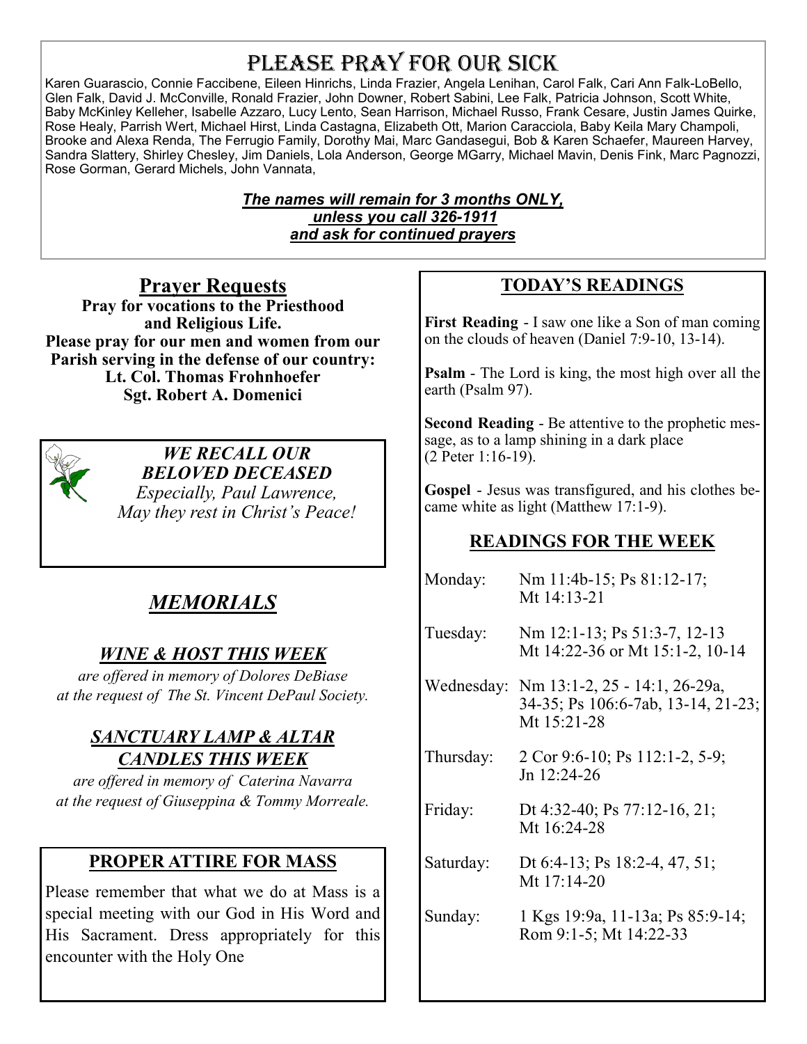# Please Pray for our sick

Karen Guarascio, Connie Faccibene, Eileen Hinrichs, Linda Frazier, Angela Lenihan, Carol Falk, Cari Ann Falk-LoBello, Glen Falk, David J. McConville, Ronald Frazier, John Downer, Robert Sabini, Lee Falk, Patricia Johnson, Scott White, Baby McKinley Kelleher, Isabelle Azzaro, Lucy Lento, Sean Harrison, Michael Russo, Frank Cesare, Justin James Quirke, Rose Healy, Parrish Wert, Michael Hirst, Linda Castagna, Elizabeth Ott, Marion Caracciola, Baby Keila Mary Champoli, Brooke and Alexa Renda, The Ferrugio Family, Dorothy Mai, Marc Gandasegui, Bob & Karen Schaefer, Maureen Harvey, Sandra Slattery, Shirley Chesley, Jim Daniels, Lola Anderson, George MGarry, Michael Mavin, Denis Fink, Marc Pagnozzi, Rose Gorman, Gerard Michels, John Vannata,

***The names will remain for 3 months ONLY, unless you call 326-1911 and ask for continued prayers***

## Prayer Requests

**Pray for vocations to the Priesthood and Religious Life.**
**Please pray for our men and women from our Parish serving in the defense of our country:**
**Lt. Col. Thomas Frohnhoefer**
**Sgt. Robert A. Domenici**

***WE RECALL OUR BELOVED DECEASED***

*Especially, Paul Lawrence,*
*May they rest in Christ's Peace!*

## *MEMORIALS*

### *WINE & HOST THIS WEEK*

*are offered in memory of Dolores DeBiase at the request of The St. Vincent DePaul Society.*

### *SANCTUARY LAMP & ALTAR CANDLES THIS WEEK*

*are offered in memory of Caterina Navarra at the request of Giuseppina & Tommy Morreale.*

## PROPER ATTIRE FOR MASS

Please remember that what we do at Mass is a special meeting with our God in His Word and His Sacrament. Dress appropriately for this encounter with the Holy One

## TODAY'S READINGS

**First Reading** - I saw one like a Son of man coming on the clouds of heaven (Daniel 7:9-10, 13-14).

**Psalm** - The Lord is king, the most high over all the earth (Psalm 97).

**Second Reading** - Be attentive to the prophetic message, as to a lamp shining in a dark place (2 Peter 1:16-19).

**Gospel** - Jesus was transfigured, and his clothes became white as light (Matthew 17:1-9).

## READINGS FOR THE WEEK

| | |
|---|---|
| Monday: | Nm 11:4b-15; Ps 81:12-17; Mt 14:13-21 |
| Tuesday: | Nm 12:1-13; Ps 51:3-7, 12-13 Mt 14:22-36 or Mt 15:1-2, 10-14 |
| Wednesday: | Nm 13:1-2, 25 - 14:1, 26-29a, 34-35; Ps 106:6-7ab, 13-14, 21-23; Mt 15:21-28 |
| Thursday: | 2 Cor 9:6-10; Ps 112:1-2, 5-9; Jn 12:24-26 |
| Friday: | Dt 4:32-40; Ps 77:12-16, 21; Mt 16:24-28 |
| Saturday: | Dt 6:4-13; Ps 18:2-4, 47, 51; Mt 17:14-20 |
| Sunday: | 1 Kgs 19:9a, 11-13a; Ps 85:9-14; Rom 9:1-5; Mt 14:22-33 |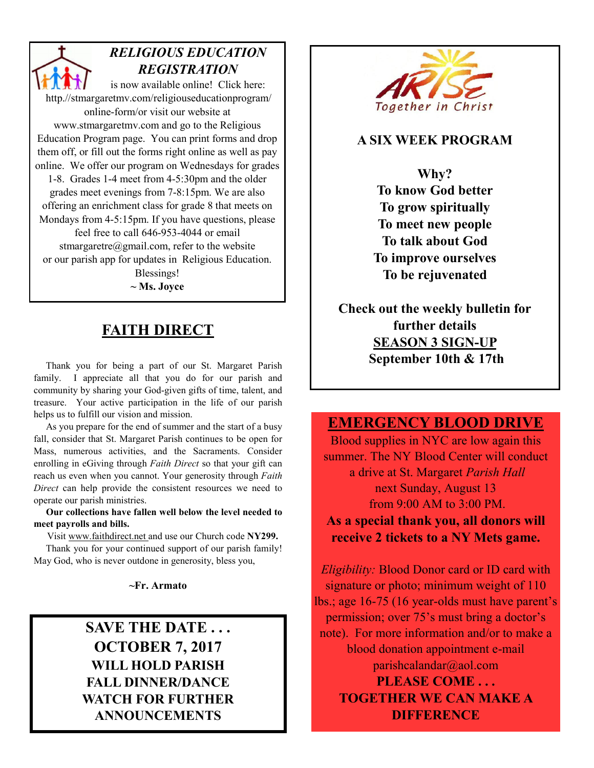## *RELIGIOUS EDUCATION REGISTRATION*

is now available online! Click here: http://stmargaretmv.com/religiouseducationprogram/online-form/or visit our website at www.stmargaretmv.com and go to the Religious Education Program page. You can print forms and drop them off, or fill out the forms right online as well as pay online. We offer our program on Wednesdays for grades 1-8. Grades 1-4 meet from 4-5:30pm and the older grades meet evenings from 7-8:15pm. We are also offering an enrichment class for grade 8 that meets on Mondays from 4-5:15pm. If you have questions, please feel free to call 646-953-4044 or email stmargaretre@gmail.com, refer to the website or our parish app for updates in Religious Education. Blessings!

**~ Ms. Joyce**

## FAITH DIRECT

Thank you for being a part of our St. Margaret Parish family. I appreciate all that you do for our parish and community by sharing your God-given gifts of time, talent, and treasure. Your active participation in the life of our parish helps us to fulfill our vision and mission.

As you prepare for the end of summer and the start of a busy fall, consider that St. Margaret Parish continues to be open for Mass, numerous activities, and the Sacraments. Consider enrolling in eGiving through *Faith Direct* so that your gift can reach us even when you cannot. Your generosity through *Faith Direct* can help provide the consistent resources we need to operate our parish ministries.

**Our collections have fallen well below the level needed to meet payrolls and bills.**

Visit www.faithdirect.net and use our Church code **NY299.**

Thank you for your continued support of our parish family! May God, who is never outdone in generosity, bless you,

**~Fr. Armato**

**SAVE THE DATE . . .**
**OCTOBER 7, 2017**
**WILL HOLD PARISH FALL DINNER/DANCE**
**WATCH FOR FURTHER ANNOUNCEMENTS**

ARISE Together in Christ

**A SIX WEEK PROGRAM**

**Why?**
**To know God better**
**To grow spiritually**
**To meet new people**
**To talk about God**
**To improve ourselves**
**To be rejuvenated**

**Check out the weekly bulletin for further details**
**SEASON 3 SIGN-UP**
**September 10th & 17th**

## EMERGENCY BLOOD DRIVE

Blood supplies in NYC are low again this summer. The NY Blood Center will conduct a drive at St. Margaret *Parish Hall* next Sunday, August 13 from 9:00 AM to 3:00 PM.

**As a special thank you, all donors will receive 2 tickets to a NY Mets game.**

*Eligibility:* Blood Donor card or ID card with signature or photo; minimum weight of 110 lbs.; age 16-75 (16 year-olds must have parent's permission; over 75's must bring a doctor's note). For more information and/or to make a blood donation appointment e-mail parishcalandar@aol.com

**PLEASE COME . . .**
**TOGETHER WE CAN MAKE A DIFFERENCE**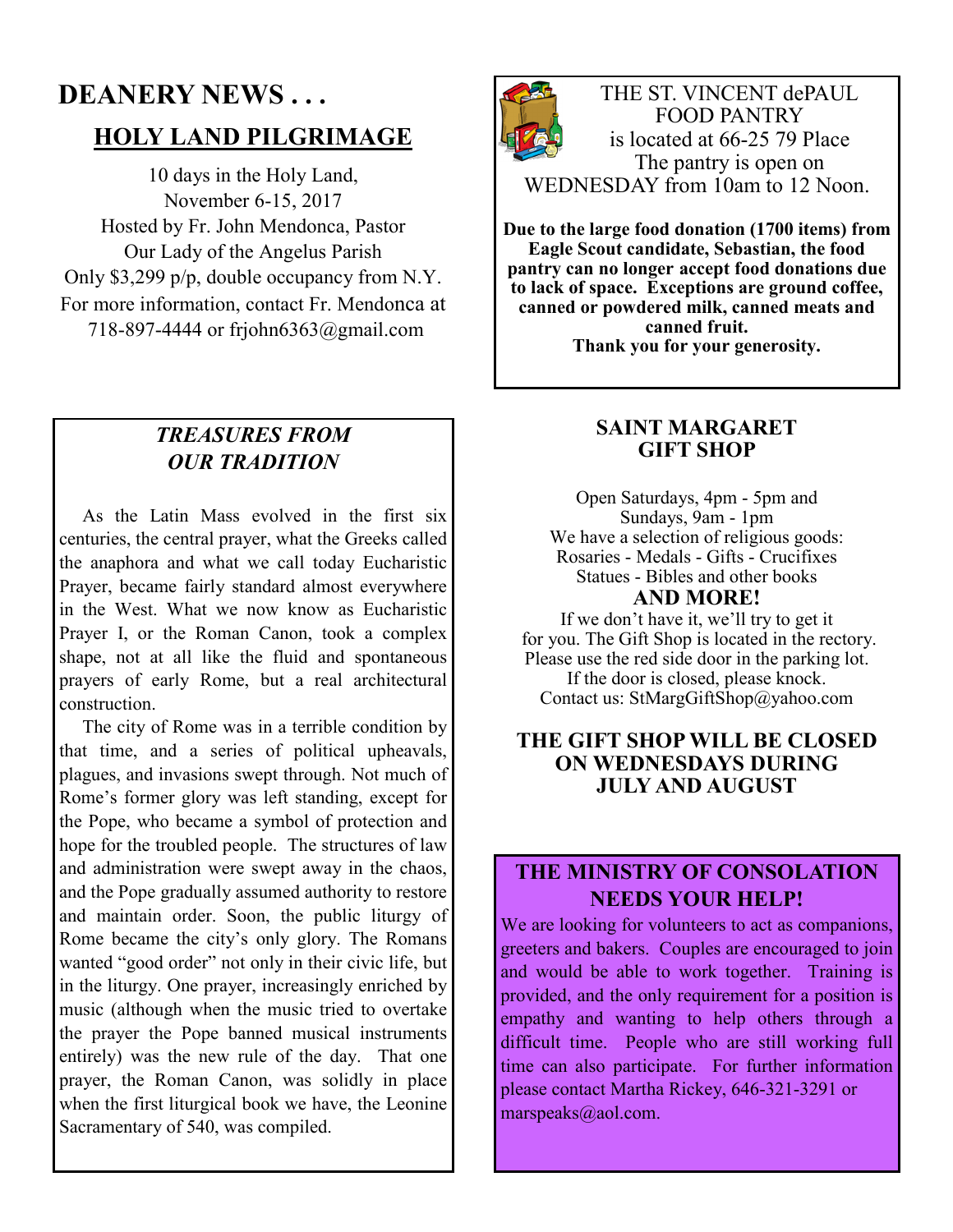# DEANERY NEWS . . .

## HOLY LAND PILGRIMAGE

10 days in the Holy Land,
November 6-15, 2017
Hosted by Fr. John Mendonca, Pastor
Our Lady of the Angelus Parish
Only $3,299 p/p, double occupancy from N.Y.
For more information, contact Fr. Mendonca at
718-897-4444 or frjohn6363@gmail.com

## *TREASURES FROM OUR TRADITION*

As the Latin Mass evolved in the first six centuries, the central prayer, what the Greeks called the anaphora and what we call today Eucharistic Prayer, became fairly standard almost everywhere in the West. What we now know as Eucharistic Prayer I, or the Roman Canon, took a complex shape, not at all like the fluid and spontaneous prayers of early Rome, but a real architectural construction.

The city of Rome was in a terrible condition by that time, and a series of political upheavals, plagues, and invasions swept through. Not much of Rome's former glory was left standing, except for the Pope, who became a symbol of protection and hope for the troubled people. The structures of law and administration were swept away in the chaos, and the Pope gradually assumed authority to restore and maintain order. Soon, the public liturgy of Rome became the city's only glory. The Romans wanted "good order" not only in their civic life, but in the liturgy. One prayer, increasingly enriched by music (although when the music tried to overtake the prayer the Pope banned musical instruments entirely) was the new rule of the day. That one prayer, the Roman Canon, was solidly in place when the first liturgical book we have, the Leonine Sacramentary of 540, was compiled.

THE ST. VINCENT dePAUL FOOD PANTRY
is located at 66-25 79 Place
The pantry is open on
WEDNESDAY from 10am to 12 Noon.

**Due to the large food donation (1700 items) from Eagle Scout candidate, Sebastian, the food pantry can no longer accept food donations due to lack of space. Exceptions are ground coffee, canned or powdered milk, canned meats and canned fruit.**
**Thank you for your generosity.**

## SAINT MARGARET GIFT SHOP

Open Saturdays, 4pm - 5pm and
Sundays, 9am - 1pm
We have a selection of religious goods:
Rosaries - Medals - Gifts - Crucifixes
Statues - Bibles and other books

**AND MORE!**

If we don't have it, we'll try to get it for you. The Gift Shop is located in the rectory. Please use the red side door in the parking lot. If the door is closed, please knock.
Contact us: StMargGiftShop@yahoo.com

**THE GIFT SHOP WILL BE CLOSED ON WEDNESDAYS DURING JULY AND AUGUST**

## THE MINISTRY OF CONSOLATION NEEDS YOUR HELP!

We are looking for volunteers to act as companions, greeters and bakers. Couples are encouraged to join and would be able to work together. Training is provided, and the only requirement for a position is empathy and wanting to help others through a difficult time. People who are still working full time can also participate. For further information please contact Martha Rickey, 646-321-3291 or marspeaks@aol.com.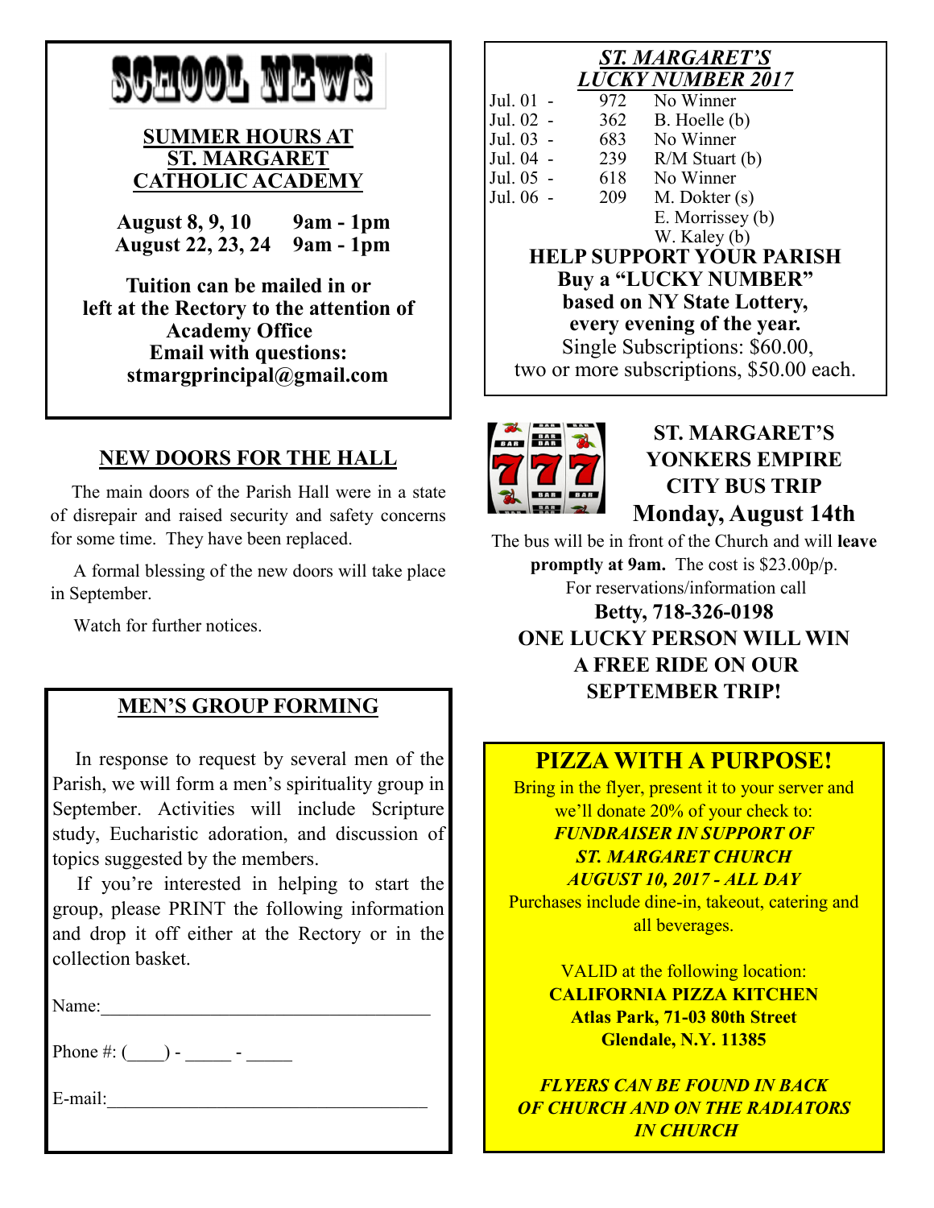# SCHOOL NEWS

**SUMMER HOURS AT ST. MARGARET CATHOLIC ACADEMY**

**August 8, 9, 10 9am - 1pm**
**August 22, 23, 24 9am - 1pm**

**Tuition can be mailed in or left at the Rectory to the attention of Academy Office**
**Email with questions:**
**stmargprincipal@gmail.com**

## NEW DOORS FOR THE HALL

The main doors of the Parish Hall were in a state of disrepair and raised security and safety concerns for some time. They have been replaced.

A formal blessing of the new doors will take place in September.

Watch for further notices.

## MEN'S GROUP FORMING

In response to request by several men of the Parish, we will form a men's spirituality group in September. Activities will include Scripture study, Eucharistic adoration, and discussion of topics suggested by the members.

If you're interested in helping to start the group, please PRINT the following information and drop it off either at the Rectory or in the collection basket.

Name:____________________________________

Phone #: (____) - _____ - _____

E-mail:____________________________________

## *ST. MARGARET'S LUCKY NUMBER 2017*

| | | |
|---|---|---|
| Jul. 01 - | 972 | No Winner |
| Jul. 02 - | 362 | B. Hoelle (b) |
| Jul. 03 - | 683 | No Winner |
| Jul. 04 - | 239 | R/M Stuart (b) |
| Jul. 05 - | 618 | No Winner |
| Jul. 06 - | 209 | M. Dokter (s) |
| | | E. Morrissey (b) |
| | | W. Kaley (b) |

**HELP SUPPORT YOUR PARISH**
**Buy a "LUCKY NUMBER" based on NY State Lottery, every evening of the year.**
Single Subscriptions: $60.00,
two or more subscriptions, $50.00 each.

## ST. MARGARET'S YONKERS EMPIRE CITY BUS TRIP
## Monday, August 14th

The bus will be in front of the Church and will **leave promptly at 9am.** The cost is $23.00p/p.
For reservations/information call
**Betty, 718-326-0198**

**ONE LUCKY PERSON WILL WIN A FREE RIDE ON OUR SEPTEMBER TRIP!**

## PIZZA WITH A PURPOSE!

Bring in the flyer, present it to your server and we'll donate 20% of your check to:
***FUNDRAISER IN SUPPORT OF ST. MARGARET CHURCH AUGUST 10, 2017 - ALL DAY***
Purchases include dine-in, takeout, catering and all beverages.

VALID at the following location:
**CALIFORNIA PIZZA KITCHEN**
**Atlas Park, 71-03 80th Street**
**Glendale, N.Y. 11385**

***FLYERS CAN BE FOUND IN BACK OF CHURCH AND ON THE RADIATORS IN CHURCH***